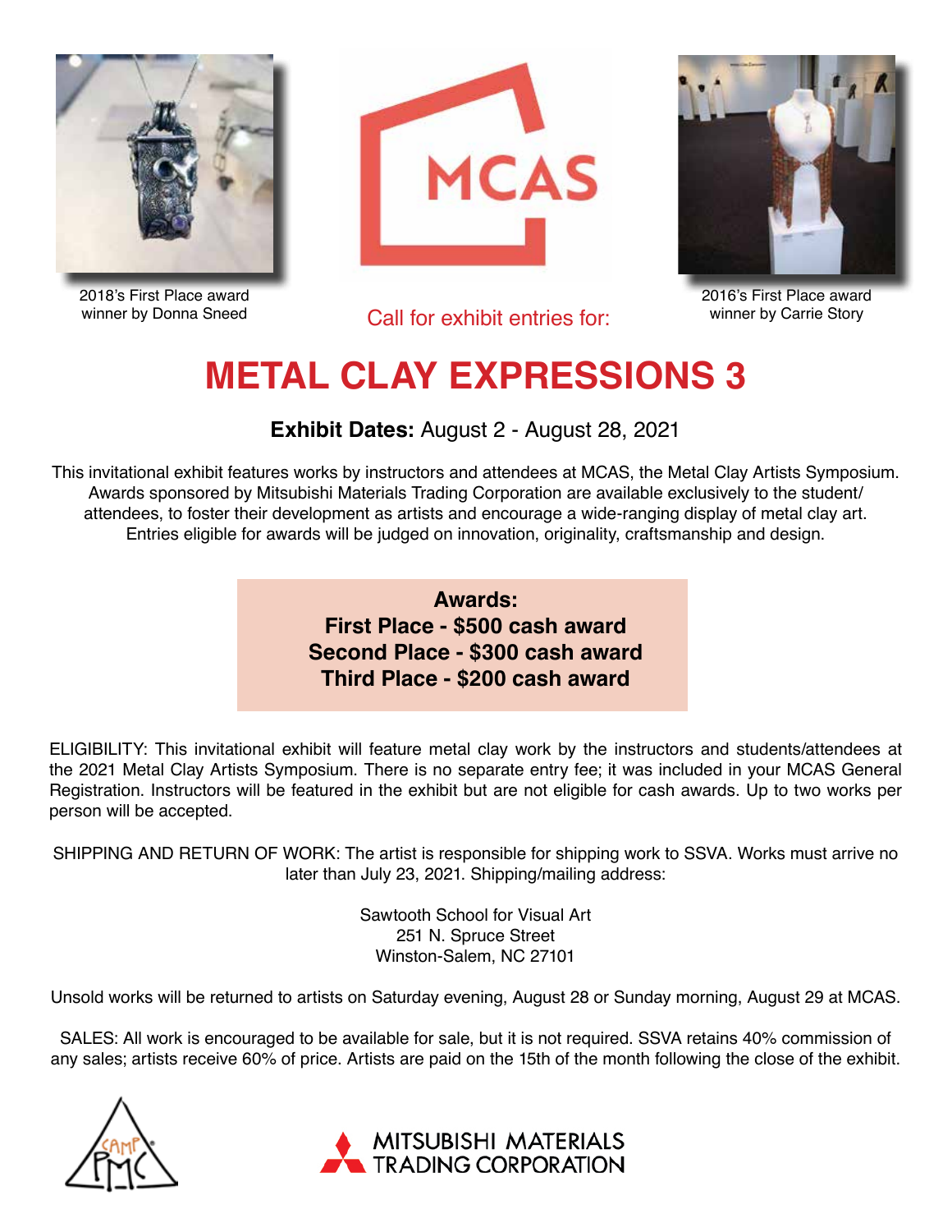2018's First Place award winner by Donna Sneed

MCAS

Call for exhibit entries for:

2016's First Place award winner by Carrie Story

# METAL CLAY EXPRESSIONS 3

**Exhibit Dates:** August 2 - August 28, 2021

This invitational exhibit features works by instructors and attendees at MCAS, the Metal Clay Artists Symposium. Awards sponsored by Mitsubishi Materials Trading Corporation are available exclusively to the student/attendees, to foster their development as artists and encourage a wide-ranging display of metal clay art. Entries eligible for awards will be judged on innovation, originality, craftsmanship and design.

**Awards:**
**First Place - $500 cash award**
**Second Place - $300 cash award**
**Third Place - $200 cash award**

ELIGIBILITY: This invitational exhibit will feature metal clay work by the instructors and students/attendees at the 2021 Metal Clay Artists Symposium. There is no separate entry fee; it was included in your MCAS General Registration. Instructors will be featured in the exhibit but are not eligible for cash awards. Up to two works per person will be accepted.

SHIPPING AND RETURN OF WORK: The artist is responsible for shipping work to SSVA. Works must arrive no later than July 23, 2021. Shipping/mailing address:

Sawtooth School for Visual Art
251 N. Spruce Street
Winston-Salem, NC 27101

Unsold works will be returned to artists on Saturday evening, August 28 or Sunday morning, August 29 at MCAS.

SALES: All work is encouraged to be available for sale, but it is not required. SSVA retains 40% commission of any sales; artists receive 60% of price. Artists are paid on the 15th of the month following the close of the exhibit.

CAMP PMC

MITSUBISHI MATERIALS TRADING CORPORATION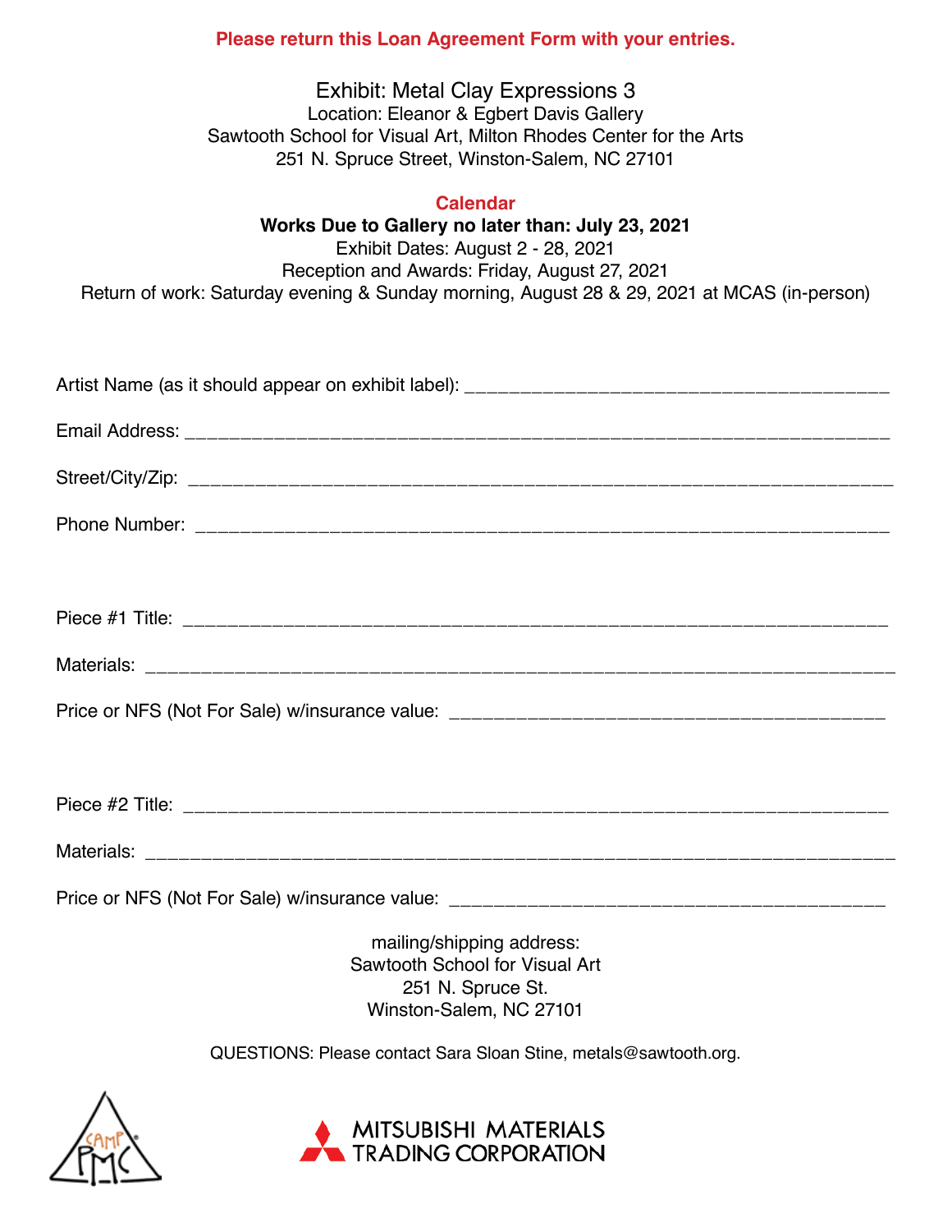**Please return this Loan Agreement Form with your entries.**

Exhibit: Metal Clay Expressions 3
Location: Eleanor & Egbert Davis Gallery
Sawtooth School for Visual Art, Milton Rhodes Center for the Arts
251 N. Spruce Street, Winston-Salem, NC 27101

## Calendar

**Works Due to Gallery no later than: July 23, 2021**
Exhibit Dates: August 2 - 28, 2021
Reception and Awards: Friday, August 27, 2021
Return of work: Saturday evening & Sunday morning, August 28 & 29, 2021 at MCAS (in-person)

Artist Name (as it should appear on exhibit label): ________________________________________

Email Address: ________________________________________________________________

Street/City/Zip: ________________________________________________________________

Phone Number: ________________________________________________________________

Piece #1 Title: ________________________________________________________________

Materials: ____________________________________________________________________

Price or NFS (Not For Sale) w/insurance value: ________________________________________

Piece #2 Title: ________________________________________________________________

Materials: ____________________________________________________________________

Price or NFS (Not For Sale) w/insurance value: ________________________________________

mailing/shipping address:
Sawtooth School for Visual Art
251 N. Spruce St.
Winston-Salem, NC 27101

QUESTIONS: Please contact Sara Sloan Stine, metals@sawtooth.org.

CAMP PMC

MITSUBISHI MATERIALS TRADING CORPORATION